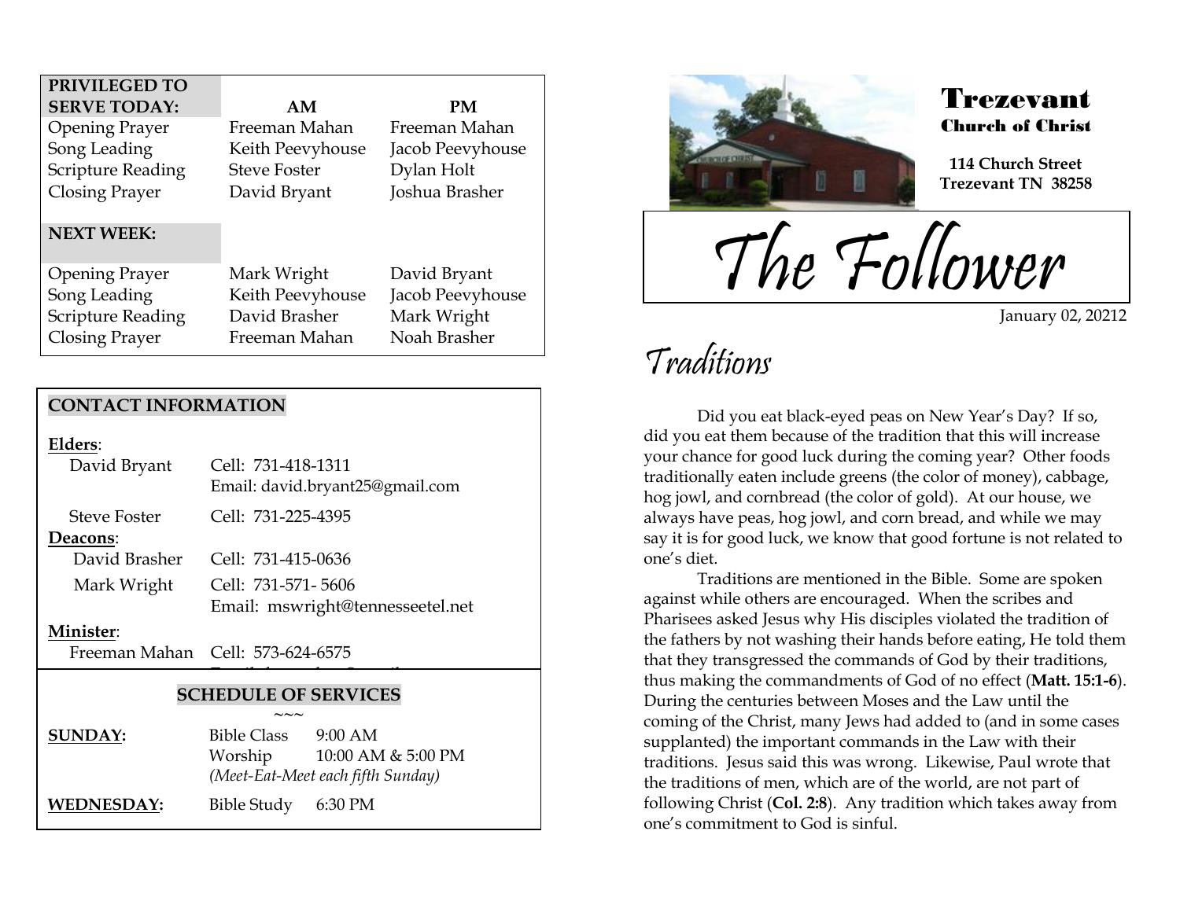| PRIVILEGED TO SERVE TODAY: | AM | PM |
|---|---|---|
| Opening Prayer | Freeman Mahan | Freeman Mahan |
| Song Leading | Keith Peevyhouse | Jacob Peevyhouse |
| Scripture Reading | Steve Foster | Dylan Holt |
| Closing Prayer | David Bryant | Joshua Brasher |
| **NEXT WEEK:** | | |
| Opening Prayer | Mark Wright | David Bryant |
| Song Leading | Keith Peevyhouse | Jacob Peevyhouse |
| Scripture Reading | David Brasher | Mark Wright |
| Closing Prayer | Freeman Mahan | Noah Brasher |

## CONTACT INFORMATION

**Elders**:

David Bryant — Cell: 731-418-1311
Email: david.bryant25@gmail.com

Steve Foster — Cell: 731-225-4395

**Deacons**:

David Brasher — Cell: 731-415-0636

Mark Wright — Cell: 731-571- 5606
Email: mswright@tennesseetel.net

**Minister**:

Freeman Mahan — Cell: 573-624-6575

## SCHEDULE OF SERVICES

~~~

**SUNDAY:** Bible Class 9:00 AM
Worship 10:00 AM & 5:00 PM
*(Meet-Eat-Meet each fifth Sunday)*

**WEDNESDAY:** Bible Study 6:30 PM

# Trezevant
## Church of Christ

**114 Church Street**
**Trezevant TN 38258**

# The Follower

January 02, 20212

## Traditions

Did you eat black-eyed peas on New Year's Day? If so, did you eat them because of the tradition that this will increase your chance for good luck during the coming year? Other foods traditionally eaten include greens (the color of money), cabbage, hog jowl, and cornbread (the color of gold). At our house, we always have peas, hog jowl, and corn bread, and while we may say it is for good luck, we know that good fortune is not related to one's diet.

Traditions are mentioned in the Bible. Some are spoken against while others are encouraged. When the scribes and Pharisees asked Jesus why His disciples violated the tradition of the fathers by not washing their hands before eating, He told them that they transgressed the commands of God by their traditions, thus making the commandments of God of no effect (**Matt. 15:1-6**). During the centuries between Moses and the Law until the coming of the Christ, many Jews had added to (and in some cases supplanted) the important commands in the Law with their traditions. Jesus said this was wrong. Likewise, Paul wrote that the traditions of men, which are of the world, are not part of following Christ (**Col. 2:8**). Any tradition which takes away from one's commitment to God is sinful.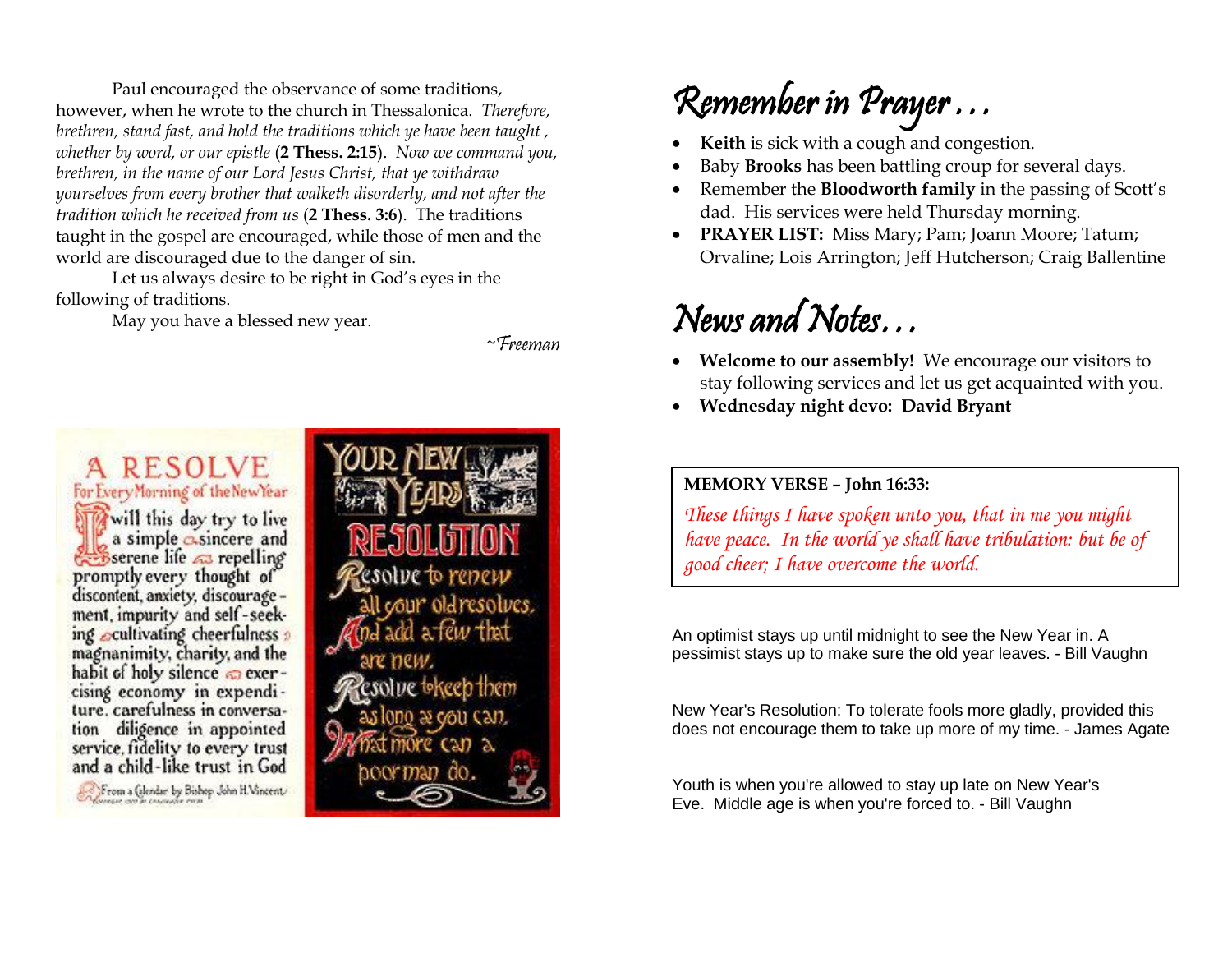Paul encouraged the observance of some traditions, however, when he wrote to the church in Thessalonica. *Therefore, brethren, stand fast, and hold the traditions which ye have been taught , whether by word, or our epistle* (**2 Thess. 2:15**). *Now we command you, brethren, in the name of our Lord Jesus Christ, that ye withdraw yourselves from every brother that walketh disorderly, and not after the tradition which he received from us* (**2 Thess. 3:6**). The traditions taught in the gospel are encouraged, while those of men and the world are discouraged due to the danger of sin.

Let us always desire to be right in God's eyes in the following of traditions.

May you have a blessed new year.

*~Freeman*

A RESOLVE
For Every Morning of the New Year

I will this day try to live a simple sincere and serene life repelling promptly every thought of discontent, anxiety, discouragement, impurity and self-seeking cultivating cheerfulness magnanimity, charity, and the habit of holy silence exercising economy in expenditure, carefulness in conversation diligence in appointed service, fidelity to every trust and a child-like trust in God

From a Calendar by Bishop John H. Vincent

YOUR NEW YEARS RESOLUTION

Resolve to renew all your old resolves, And add a few that are new. Resolve to keep them as long as you can. What more can a poor man do.

# *Remember in Prayer . . .*

- **Keith** is sick with a cough and congestion.
- Baby **Brooks** has been battling croup for several days.
- Remember the **Bloodworth family** in the passing of Scott's dad. His services were held Thursday morning.
- **PRAYER LIST:** Miss Mary; Pam; Joann Moore; Tatum; Orvaline; Lois Arrington; Jeff Hutcherson; Craig Ballentine

# *News and Notes. . .*

- **Welcome to our assembly!** We encourage our visitors to stay following services and let us get acquainted with you.
- **Wednesday night devo: David Bryant**

**MEMORY VERSE – John 16:33:**

*These things I have spoken unto you, that in me you might have peace. In the world ye shall have tribulation: but be of good cheer; I have overcome the world.*

An optimist stays up until midnight to see the New Year in. A pessimist stays up to make sure the old year leaves. - Bill Vaughn

New Year's Resolution: To tolerate fools more gladly, provided this does not encourage them to take up more of my time. - James Agate

Youth is when you're allowed to stay up late on New Year's Eve. Middle age is when you're forced to. - Bill Vaughn